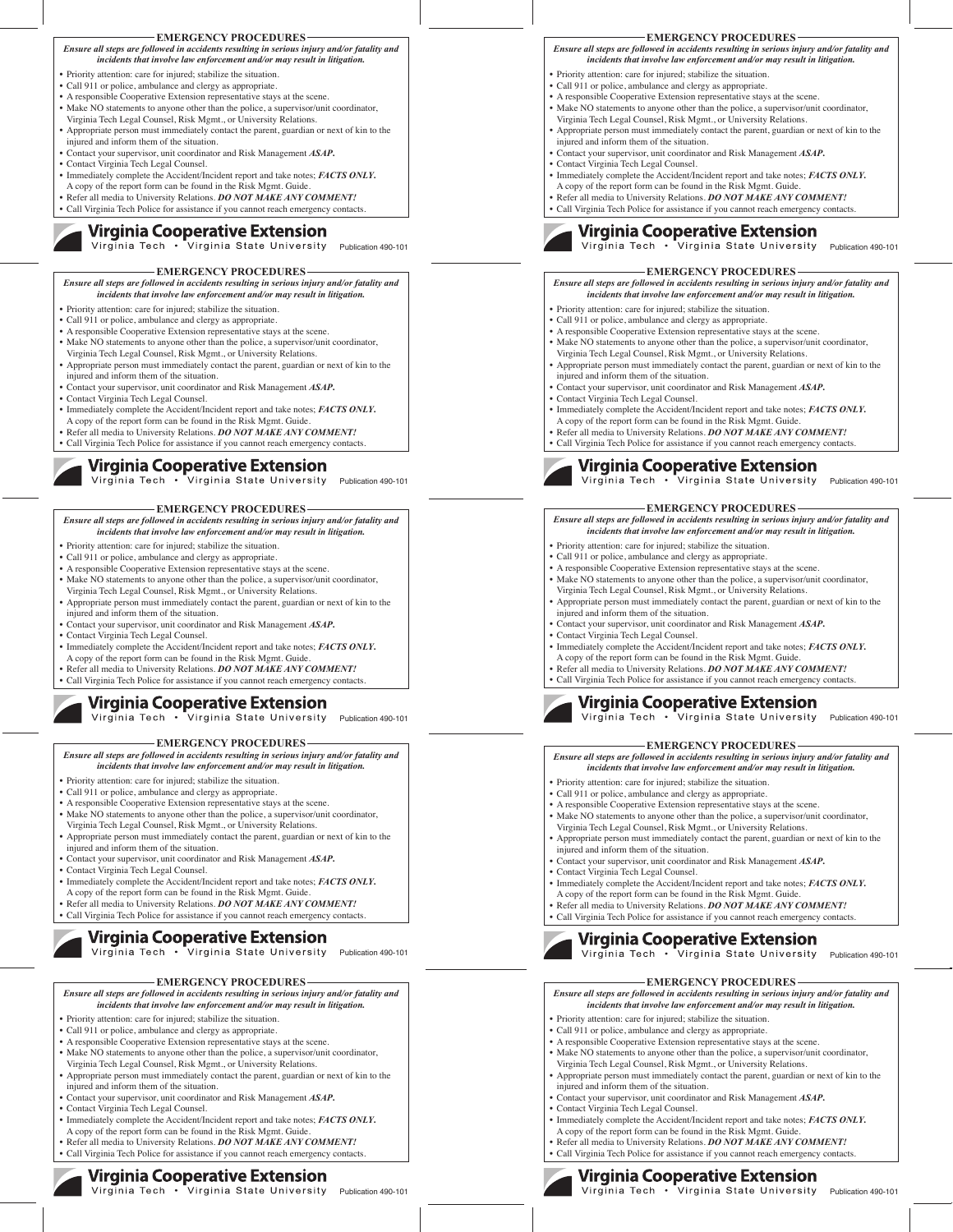## EMERGENCY PROCEDURES

***Ensure all steps are followed in accidents resulting in serious injury and/or fatality and incidents that involve law enforcement and/or may result in litigation.***

- Priority attention: care for injured; stabilize the situation.
- Call 911 or police, ambulance and clergy as appropriate.
- A responsible Cooperative Extension representative stays at the scene.
- Make NO statements to anyone other than the police, a supervisor/unit coordinator, Virginia Tech Legal Counsel, Risk Mgmt., or University Relations.
- Appropriate person must immediately contact the parent, guardian or next of kin to the injured and inform them of the situation.
- Contact your supervisor, unit coordinator and Risk Management ***ASAP.***
- Contact Virginia Tech Legal Counsel.
- Immediately complete the Accident/Incident report and take notes; ***FACTS ONLY.*** A copy of the report form can be found in the Risk Mgmt. Guide.
- Refer all media to University Relations. ***DO NOT MAKE ANY COMMENT!***
- Call Virginia Tech Police for assistance if you cannot reach emergency contacts.

**Virginia Cooperative Extension**
Virginia Tech • Virginia State University Publication 490-101

## EMERGENCY PROCEDURES

***Ensure all steps are followed in accidents resulting in serious injury and/or fatality and incidents that involve law enforcement and/or may result in litigation.***

- Priority attention: care for injured; stabilize the situation.
- Call 911 or police, ambulance and clergy as appropriate.
- A responsible Cooperative Extension representative stays at the scene.
- Make NO statements to anyone other than the police, a supervisor/unit coordinator, Virginia Tech Legal Counsel, Risk Mgmt., or University Relations.
- Appropriate person must immediately contact the parent, guardian or next of kin to the injured and inform them of the situation.
- Contact your supervisor, unit coordinator and Risk Management ***ASAP.***
- Contact Virginia Tech Legal Counsel.
- Immediately complete the Accident/Incident report and take notes; ***FACTS ONLY.*** A copy of the report form can be found in the Risk Mgmt. Guide.
- Refer all media to University Relations. ***DO NOT MAKE ANY COMMENT!***
- Call Virginia Tech Police for assistance if you cannot reach emergency contacts.

**Virginia Cooperative Extension**
Virginia Tech • Virginia State University Publication 490-101

## EMERGENCY PROCEDURES

***Ensure all steps are followed in accidents resulting in serious injury and/or fatality and incidents that involve law enforcement and/or may result in litigation.***

- Priority attention: care for injured; stabilize the situation.
- Call 911 or police, ambulance and clergy as appropriate.
- A responsible Cooperative Extension representative stays at the scene.
- Make NO statements to anyone other than the police, a supervisor/unit coordinator, Virginia Tech Legal Counsel, Risk Mgmt., or University Relations.
- Appropriate person must immediately contact the parent, guardian or next of kin to the injured and inform them of the situation.
- Contact your supervisor, unit coordinator and Risk Management ***ASAP.***
- Contact Virginia Tech Legal Counsel.
- Immediately complete the Accident/Incident report and take notes; ***FACTS ONLY.*** A copy of the report form can be found in the Risk Mgmt. Guide.
- Refer all media to University Relations. ***DO NOT MAKE ANY COMMENT!***
- Call Virginia Tech Police for assistance if you cannot reach emergency contacts.

**Virginia Cooperative Extension**
Virginia Tech • Virginia State University Publication 490-101

## EMERGENCY PROCEDURES

***Ensure all steps are followed in accidents resulting in serious injury and/or fatality and incidents that involve law enforcement and/or may result in litigation.***

- Priority attention: care for injured; stabilize the situation.
- Call 911 or police, ambulance and clergy as appropriate.
- A responsible Cooperative Extension representative stays at the scene.
- Make NO statements to anyone other than the police, a supervisor/unit coordinator, Virginia Tech Legal Counsel, Risk Mgmt., or University Relations.
- Appropriate person must immediately contact the parent, guardian or next of kin to the injured and inform them of the situation.
- Contact your supervisor, unit coordinator and Risk Management ***ASAP.***
- Contact Virginia Tech Legal Counsel.
- Immediately complete the Accident/Incident report and take notes; ***FACTS ONLY.*** A copy of the report form can be found in the Risk Mgmt. Guide.
- Refer all media to University Relations. ***DO NOT MAKE ANY COMMENT!***
- Call Virginia Tech Police for assistance if you cannot reach emergency contacts.

**Virginia Cooperative Extension**
Virginia Tech • Virginia State University Publication 490-101

## EMERGENCY PROCEDURES

***Ensure all steps are followed in accidents resulting in serious injury and/or fatality and incidents that involve law enforcement and/or may result in litigation.***

- Priority attention: care for injured; stabilize the situation.
- Call 911 or police, ambulance and clergy as appropriate.
- A responsible Cooperative Extension representative stays at the scene.
- Make NO statements to anyone other than the police, a supervisor/unit coordinator, Virginia Tech Legal Counsel, Risk Mgmt., or University Relations.
- Appropriate person must immediately contact the parent, guardian or next of kin to the injured and inform them of the situation.
- Contact your supervisor, unit coordinator and Risk Management ***ASAP.***
- Contact Virginia Tech Legal Counsel.
- Immediately complete the Accident/Incident report and take notes; ***FACTS ONLY.*** A copy of the report form can be found in the Risk Mgmt. Guide.
- Refer all media to University Relations. ***DO NOT MAKE ANY COMMENT!***
- Call Virginia Tech Police for assistance if you cannot reach emergency contacts.

**Virginia Cooperative Extension**
Virginia Tech • Virginia State University Publication 490-101

## EMERGENCY PROCEDURES

***Ensure all steps are followed in accidents resulting in serious injury and/or fatality and incidents that involve law enforcement and/or may result in litigation.***

- Priority attention: care for injured; stabilize the situation.
- Call 911 or police, ambulance and clergy as appropriate.
- A responsible Cooperative Extension representative stays at the scene.
- Make NO statements to anyone other than the police, a supervisor/unit coordinator, Virginia Tech Legal Counsel, Risk Mgmt., or University Relations.
- Appropriate person must immediately contact the parent, guardian or next of kin to the injured and inform them of the situation.
- Contact your supervisor, unit coordinator and Risk Management ***ASAP.***
- Contact Virginia Tech Legal Counsel.
- Immediately complete the Accident/Incident report and take notes; ***FACTS ONLY.*** A copy of the report form can be found in the Risk Mgmt. Guide.
- Refer all media to University Relations. ***DO NOT MAKE ANY COMMENT!***
- Call Virginia Tech Police for assistance if you cannot reach emergency contacts.

**Virginia Cooperative Extension**
Virginia Tech • Virginia State University Publication 490-101

## EMERGENCY PROCEDURES

***Ensure all steps are followed in accidents resulting in serious injury and/or fatality and incidents that involve law enforcement and/or may result in litigation.***

- Priority attention: care for injured; stabilize the situation.
- Call 911 or police, ambulance and clergy as appropriate.
- A responsible Cooperative Extension representative stays at the scene.
- Make NO statements to anyone other than the police, a supervisor/unit coordinator, Virginia Tech Legal Counsel, Risk Mgmt., or University Relations.
- Appropriate person must immediately contact the parent, guardian or next of kin to the injured and inform them of the situation.
- Contact your supervisor, unit coordinator and Risk Management ***ASAP.***
- Contact Virginia Tech Legal Counsel.
- Immediately complete the Accident/Incident report and take notes; ***FACTS ONLY.*** A copy of the report form can be found in the Risk Mgmt. Guide.
- Refer all media to University Relations. ***DO NOT MAKE ANY COMMENT!***
- Call Virginia Tech Police for assistance if you cannot reach emergency contacts.

**Virginia Cooperative Extension**
Virginia Tech • Virginia State University Publication 490-101

## EMERGENCY PROCEDURES

***Ensure all steps are followed in accidents resulting in serious injury and/or fatality and incidents that involve law enforcement and/or may result in litigation.***

- Priority attention: care for injured; stabilize the situation.
- Call 911 or police, ambulance and clergy as appropriate.
- A responsible Cooperative Extension representative stays at the scene.
- Make NO statements to anyone other than the police, a supervisor/unit coordinator, Virginia Tech Legal Counsel, Risk Mgmt., or University Relations.
- Appropriate person must immediately contact the parent, guardian or next of kin to the injured and inform them of the situation.
- Contact your supervisor, unit coordinator and Risk Management ***ASAP.***
- Contact Virginia Tech Legal Counsel.
- Immediately complete the Accident/Incident report and take notes; ***FACTS ONLY.*** A copy of the report form can be found in the Risk Mgmt. Guide.
- Refer all media to University Relations. ***DO NOT MAKE ANY COMMENT!***
- Call Virginia Tech Police for assistance if you cannot reach emergency contacts.

**Virginia Cooperative Extension**
Virginia Tech • Virginia State University Publication 490-101

## EMERGENCY PROCEDURES

***Ensure all steps are followed in accidents resulting in serious injury and/or fatality and incidents that involve law enforcement and/or may result in litigation.***

- Priority attention: care for injured; stabilize the situation.
- Call 911 or police, ambulance and clergy as appropriate.
- A responsible Cooperative Extension representative stays at the scene.
- Make NO statements to anyone other than the police, a supervisor/unit coordinator, Virginia Tech Legal Counsel, Risk Mgmt., or University Relations.
- Appropriate person must immediately contact the parent, guardian or next of kin to the injured and inform them of the situation.
- Contact your supervisor, unit coordinator and Risk Management ***ASAP.***
- Contact Virginia Tech Legal Counsel.
- Immediately complete the Accident/Incident report and take notes; ***FACTS ONLY.*** A copy of the report form can be found in the Risk Mgmt. Guide.
- Refer all media to University Relations. ***DO NOT MAKE ANY COMMENT!***
- Call Virginia Tech Police for assistance if you cannot reach emergency contacts.

**Virginia Cooperative Extension**
Virginia Tech • Virginia State University Publication 490-101

## EMERGENCY PROCEDURES

***Ensure all steps are followed in accidents resulting in serious injury and/or fatality and incidents that involve law enforcement and/or may result in litigation.***

- Priority attention: care for injured; stabilize the situation.
- Call 911 or police, ambulance and clergy as appropriate.
- A responsible Cooperative Extension representative stays at the scene.
- Make NO statements to anyone other than the police, a supervisor/unit coordinator, Virginia Tech Legal Counsel, Risk Mgmt., or University Relations.
- Appropriate person must immediately contact the parent, guardian or next of kin to the injured and inform them of the situation.
- Contact your supervisor, unit coordinator and Risk Management ***ASAP.***
- Contact Virginia Tech Legal Counsel.
- Immediately complete the Accident/Incident report and take notes; ***FACTS ONLY.*** A copy of the report form can be found in the Risk Mgmt. Guide.
- Refer all media to University Relations. ***DO NOT MAKE ANY COMMENT!***
- Call Virginia Tech Police for assistance if you cannot reach emergency contacts.

**Virginia Cooperative Extension**
Virginia Tech • Virginia State University Publication 490-101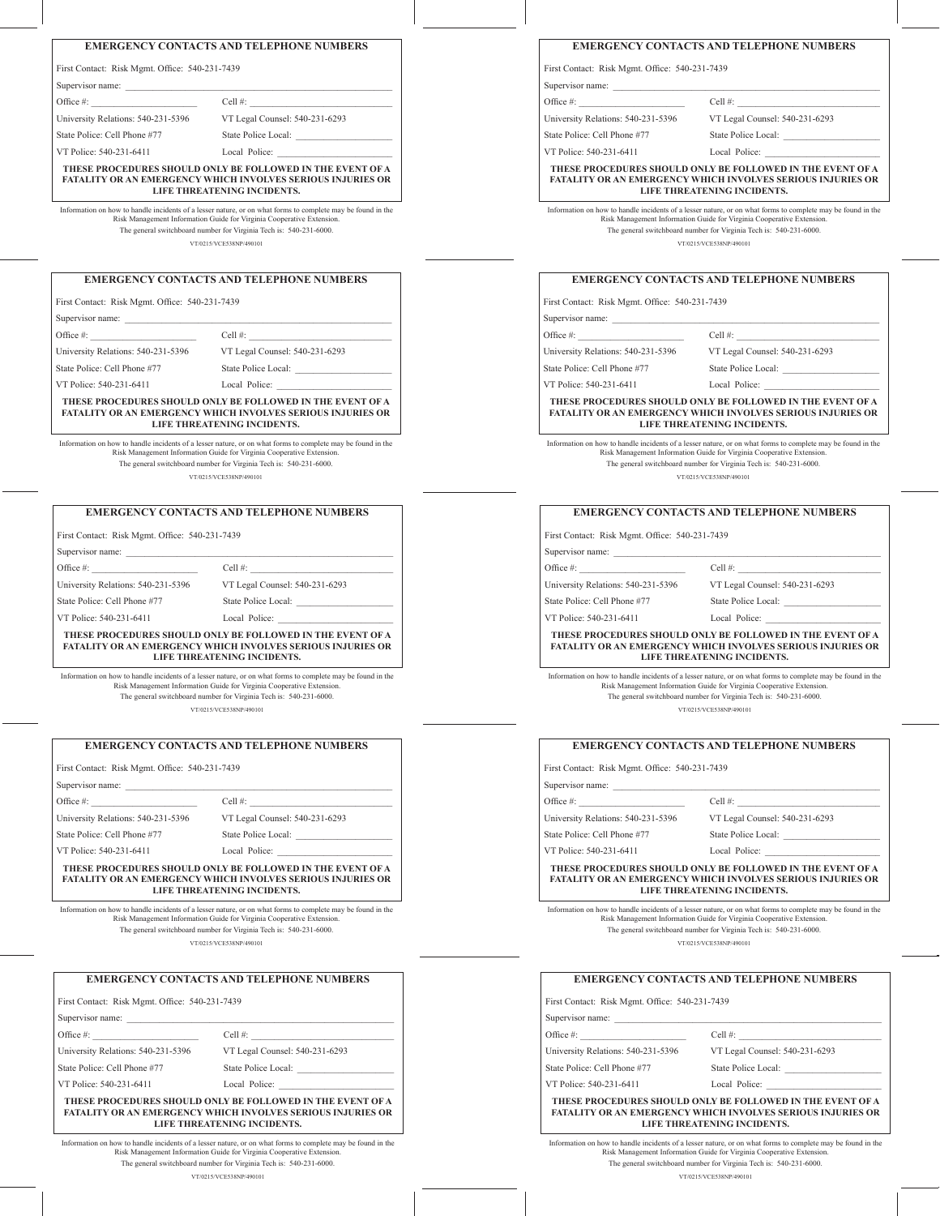## EMERGENCY CONTACTS AND TELEPHONE NUMBERS

First Contact: Risk Mgmt. Office: 540-231-7439

Supervisor name: ______________________________

| | |
|---|---|
| Office #: ____________________ | Cell #: ____________________ |
| University Relations: 540-231-5396 | VT Legal Counsel: 540-231-6293 |
| State Police: Cell Phone #77 | State Police Local: ____________________ |
| VT Police: 540-231-6411 | Local Police: ____________________ |

**THESE PROCEDURES SHOULD ONLY BE FOLLOWED IN THE EVENT OF A FATALITY OR AN EMERGENCY WHICH INVOLVES SERIOUS INJURIES OR LIFE THREATENING INCIDENTS.**

Information on how to handle incidents of a lesser nature, or on what forms to complete may be found in the Risk Management Information Guide for Virginia Cooperative Extension.

The general switchboard number for Virginia Tech is: 540-231-6000.

VT/0215/VCE538NP/490101

## EMERGENCY CONTACTS AND TELEPHONE NUMBERS

First Contact: Risk Mgmt. Office: 540-231-7439

Supervisor name: ______________________________

| | |
|---|---|
| Office #: ____________________ | Cell #: ____________________ |
| University Relations: 540-231-5396 | VT Legal Counsel: 540-231-6293 |
| State Police: Cell Phone #77 | State Police Local: ____________________ |
| VT Police: 540-231-6411 | Local Police: ____________________ |

**THESE PROCEDURES SHOULD ONLY BE FOLLOWED IN THE EVENT OF A FATALITY OR AN EMERGENCY WHICH INVOLVES SERIOUS INJURIES OR LIFE THREATENING INCIDENTS.**

Information on how to handle incidents of a lesser nature, or on what forms to complete may be found in the Risk Management Information Guide for Virginia Cooperative Extension.

The general switchboard number for Virginia Tech is: 540-231-6000.

VT/0215/VCE538NP/490101

## EMERGENCY CONTACTS AND TELEPHONE NUMBERS

First Contact: Risk Mgmt. Office: 540-231-7439

Supervisor name: ______________________________

| | |
|---|---|
| Office #: ____________________ | Cell #: ____________________ |
| University Relations: 540-231-5396 | VT Legal Counsel: 540-231-6293 |
| State Police: Cell Phone #77 | State Police Local: ____________________ |
| VT Police: 540-231-6411 | Local Police: ____________________ |

**THESE PROCEDURES SHOULD ONLY BE FOLLOWED IN THE EVENT OF A FATALITY OR AN EMERGENCY WHICH INVOLVES SERIOUS INJURIES OR LIFE THREATENING INCIDENTS.**

Information on how to handle incidents of a lesser nature, or on what forms to complete may be found in the Risk Management Information Guide for Virginia Cooperative Extension.

The general switchboard number for Virginia Tech is: 540-231-6000.

VT/0215/VCE538NP/490101

## EMERGENCY CONTACTS AND TELEPHONE NUMBERS

First Contact: Risk Mgmt. Office: 540-231-7439

Supervisor name: ______________________________

| | |
|---|---|
| Office #: ____________________ | Cell #: ____________________ |
| University Relations: 540-231-5396 | VT Legal Counsel: 540-231-6293 |
| State Police: Cell Phone #77 | State Police Local: ____________________ |
| VT Police: 540-231-6411 | Local Police: ____________________ |

**THESE PROCEDURES SHOULD ONLY BE FOLLOWED IN THE EVENT OF A FATALITY OR AN EMERGENCY WHICH INVOLVES SERIOUS INJURIES OR LIFE THREATENING INCIDENTS.**

Information on how to handle incidents of a lesser nature, or on what forms to complete may be found in the Risk Management Information Guide for Virginia Cooperative Extension.

The general switchboard number for Virginia Tech is: 540-231-6000.

VT/0215/VCE538NP/490101

## EMERGENCY CONTACTS AND TELEPHONE NUMBERS

First Contact: Risk Mgmt. Office: 540-231-7439

Supervisor name: ______________________________

| | |
|---|---|
| Office #: ____________________ | Cell #: ____________________ |
| University Relations: 540-231-5396 | VT Legal Counsel: 540-231-6293 |
| State Police: Cell Phone #77 | State Police Local: ____________________ |
| VT Police: 540-231-6411 | Local Police: ____________________ |

**THESE PROCEDURES SHOULD ONLY BE FOLLOWED IN THE EVENT OF A FATALITY OR AN EMERGENCY WHICH INVOLVES SERIOUS INJURIES OR LIFE THREATENING INCIDENTS.**

Information on how to handle incidents of a lesser nature, or on what forms to complete may be found in the Risk Management Information Guide for Virginia Cooperative Extension.

The general switchboard number for Virginia Tech is: 540-231-6000.

VT/0215/VCE538NP/490101

## EMERGENCY CONTACTS AND TELEPHONE NUMBERS

First Contact: Risk Mgmt. Office: 540-231-7439

Supervisor name: ______________________________

| | |
|---|---|
| Office #: ____________________ | Cell #: ____________________ |
| University Relations: 540-231-5396 | VT Legal Counsel: 540-231-6293 |
| State Police: Cell Phone #77 | State Police Local: ____________________ |
| VT Police: 540-231-6411 | Local Police: ____________________ |

**THESE PROCEDURES SHOULD ONLY BE FOLLOWED IN THE EVENT OF A FATALITY OR AN EMERGENCY WHICH INVOLVES SERIOUS INJURIES OR LIFE THREATENING INCIDENTS.**

Information on how to handle incidents of a lesser nature, or on what forms to complete may be found in the Risk Management Information Guide for Virginia Cooperative Extension.

The general switchboard number for Virginia Tech is: 540-231-6000.

VT/0215/VCE538NP/490101

## EMERGENCY CONTACTS AND TELEPHONE NUMBERS

First Contact: Risk Mgmt. Office: 540-231-7439

Supervisor name: ______________________________

| | |
|---|---|
| Office #: ____________________ | Cell #: ____________________ |
| University Relations: 540-231-5396 | VT Legal Counsel: 540-231-6293 |
| State Police: Cell Phone #77 | State Police Local: ____________________ |
| VT Police: 540-231-6411 | Local Police: ____________________ |

**THESE PROCEDURES SHOULD ONLY BE FOLLOWED IN THE EVENT OF A FATALITY OR AN EMERGENCY WHICH INVOLVES SERIOUS INJURIES OR LIFE THREATENING INCIDENTS.**

Information on how to handle incidents of a lesser nature, or on what forms to complete may be found in the Risk Management Information Guide for Virginia Cooperative Extension.

The general switchboard number for Virginia Tech is: 540-231-6000.

VT/0215/VCE538NP/490101

## EMERGENCY CONTACTS AND TELEPHONE NUMBERS

First Contact: Risk Mgmt. Office: 540-231-7439

Supervisor name: ______________________________

| | |
|---|---|
| Office #: ____________________ | Cell #: ____________________ |
| University Relations: 540-231-5396 | VT Legal Counsel: 540-231-6293 |
| State Police: Cell Phone #77 | State Police Local: ____________________ |
| VT Police: 540-231-6411 | Local Police: ____________________ |

**THESE PROCEDURES SHOULD ONLY BE FOLLOWED IN THE EVENT OF A FATALITY OR AN EMERGENCY WHICH INVOLVES SERIOUS INJURIES OR LIFE THREATENING INCIDENTS.**

Information on how to handle incidents of a lesser nature, or on what forms to complete may be found in the Risk Management Information Guide for Virginia Cooperative Extension.

The general switchboard number for Virginia Tech is: 540-231-6000.

VT/0215/VCE538NP/490101

## EMERGENCY CONTACTS AND TELEPHONE NUMBERS

First Contact: Risk Mgmt. Office: 540-231-7439

Supervisor name: ______________________________

| | |
|---|---|
| Office #: ____________________ | Cell #: ____________________ |
| University Relations: 540-231-5396 | VT Legal Counsel: 540-231-6293 |
| State Police: Cell Phone #77 | State Police Local: ____________________ |
| VT Police: 540-231-6411 | Local Police: ____________________ |

**THESE PROCEDURES SHOULD ONLY BE FOLLOWED IN THE EVENT OF A FATALITY OR AN EMERGENCY WHICH INVOLVES SERIOUS INJURIES OR LIFE THREATENING INCIDENTS.**

Information on how to handle incidents of a lesser nature, or on what forms to complete may be found in the Risk Management Information Guide for Virginia Cooperative Extension.

The general switchboard number for Virginia Tech is: 540-231-6000.

VT/0215/VCE538NP/490101

## EMERGENCY CONTACTS AND TELEPHONE NUMBERS

First Contact: Risk Mgmt. Office: 540-231-7439

Supervisor name: ______________________________

| | |
|---|---|
| Office #: ____________________ | Cell #: ____________________ |
| University Relations: 540-231-5396 | VT Legal Counsel: 540-231-6293 |
| State Police: Cell Phone #77 | State Police Local: ____________________ |
| VT Police: 540-231-6411 | Local Police: ____________________ |

**THESE PROCEDURES SHOULD ONLY BE FOLLOWED IN THE EVENT OF A FATALITY OR AN EMERGENCY WHICH INVOLVES SERIOUS INJURIES OR LIFE THREATENING INCIDENTS.**

Information on how to handle incidents of a lesser nature, or on what forms to complete may be found in the Risk Management Information Guide for Virginia Cooperative Extension.

The general switchboard number for Virginia Tech is: 540-231-6000.

VT/0215/VCE538NP/490101